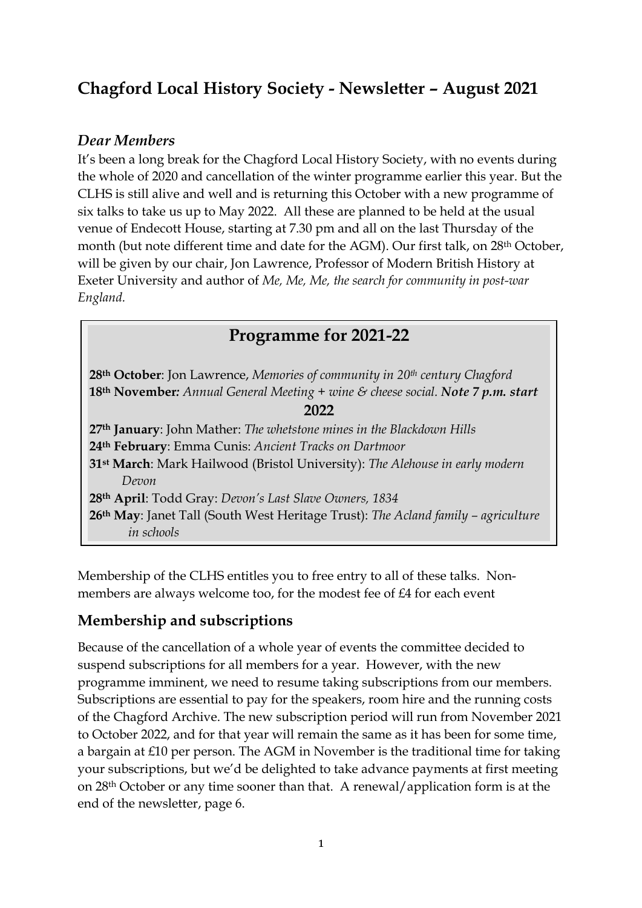# Chagford Local History Society - Newsletter – August 2021

### *Dear Members*

It's been a long break for the Chagford Local History Society, with no events during the whole of 2020 and cancellation of the winter programme earlier this year. But the CLHS is still alive and well and is returning this October with a new programme of six talks to take us up to May 2022. All these are planned to be held at the usual venue of Endecott House, starting at 7.30 pm and all on the last Thursday of the month (but note different time and date for the AGM). Our first talk, on 28th October, will be given by our chair, Jon Lawrence, Professor of Modern British History at Exeter University and author of *Me, Me, Me, the search for community in post-war England.*

## Programme for 2021-22

**28th October**: Jon Lawrence, *Memories of community in 20th century Chagford*
**18th November***: Annual General Meeting + wine & cheese social.* ***Note 7 p.m. start***

**2022**

**27th January**: John Mather: *The whetstone mines in the Blackdown Hills*
**24th February**: Emma Cunis: *Ancient Tracks on Dartmoor*
**31st March**: Mark Hailwood (Bristol University): *The Alehouse in early modern Devon*
**28th April**: Todd Gray: *Devon's Last Slave Owners, 1834*
**26th May**: Janet Tall (South West Heritage Trust): *The Acland family – agriculture in schools*

Membership of the CLHS entitles you to free entry to all of these talks. Non-members are always welcome too, for the modest fee of £4 for each event

## Membership and subscriptions

Because of the cancellation of a whole year of events the committee decided to suspend subscriptions for all members for a year. However, with the new programme imminent, we need to resume taking subscriptions from our members. Subscriptions are essential to pay for the speakers, room hire and the running costs of the Chagford Archive. The new subscription period will run from November 2021 to October 2022, and for that year will remain the same as it has been for some time, a bargain at £10 per person. The AGM in November is the traditional time for taking your subscriptions, but we'd be delighted to take advance payments at first meeting on 28th October or any time sooner than that. A renewal/application form is at the end of the newsletter, page 6.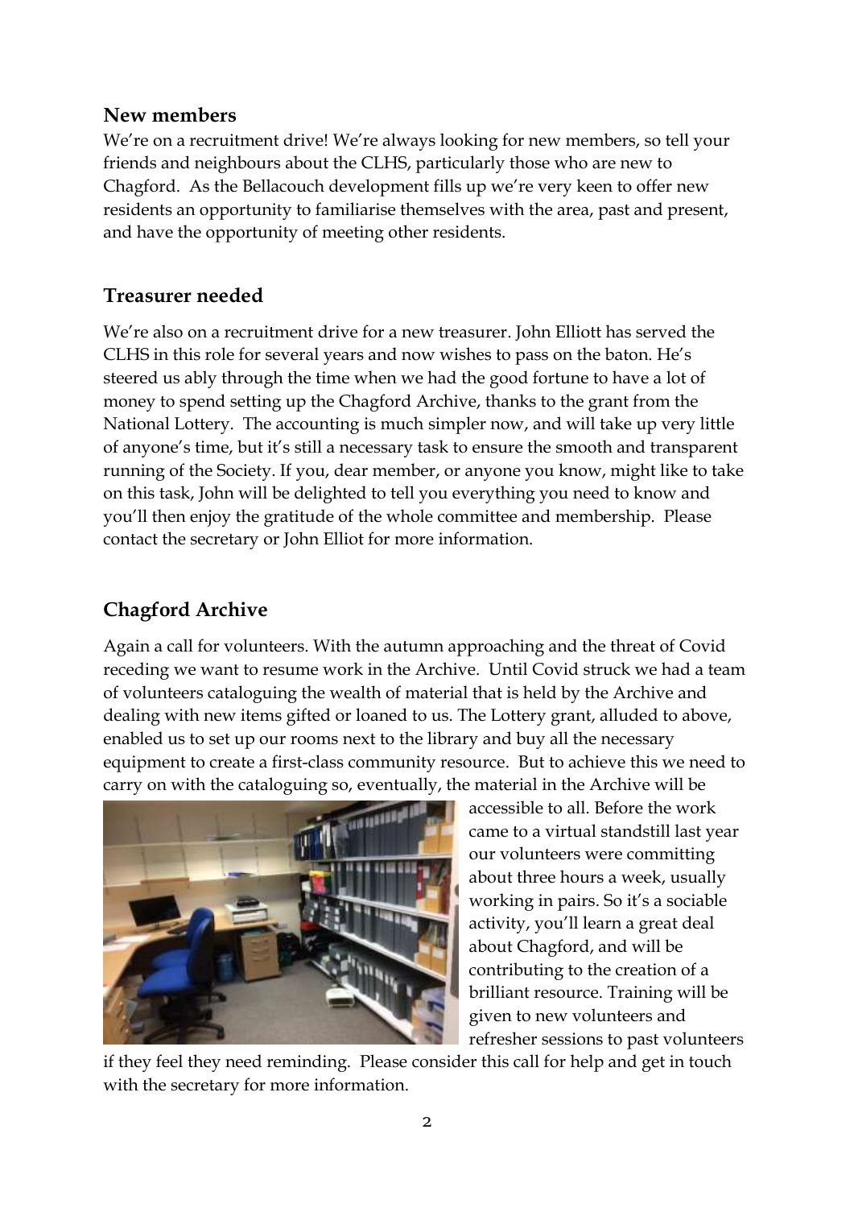## New members

We're on a recruitment drive! We're always looking for new members, so tell your friends and neighbours about the CLHS, particularly those who are new to Chagford. As the Bellacouch development fills up we're very keen to offer new residents an opportunity to familiarise themselves with the area, past and present, and have the opportunity of meeting other residents.

## Treasurer needed

We're also on a recruitment drive for a new treasurer. John Elliott has served the CLHS in this role for several years and now wishes to pass on the baton. He's steered us ably through the time when we had the good fortune to have a lot of money to spend setting up the Chagford Archive, thanks to the grant from the National Lottery. The accounting is much simpler now, and will take up very little of anyone's time, but it's still a necessary task to ensure the smooth and transparent running of the Society. If you, dear member, or anyone you know, might like to take on this task, John will be delighted to tell you everything you need to know and you'll then enjoy the gratitude of the whole committee and membership. Please contact the secretary or John Elliot for more information.

## Chagford Archive

Again a call for volunteers. With the autumn approaching and the threat of Covid receding we want to resume work in the Archive. Until Covid struck we had a team of volunteers cataloguing the wealth of material that is held by the Archive and dealing with new items gifted or loaned to us. The Lottery grant, alluded to above, enabled us to set up our rooms next to the library and buy all the necessary equipment to create a first-class community resource. But to achieve this we need to carry on with the cataloguing so, eventually, the material in the Archive will be accessible to all. Before the work came to a virtual standstill last year our volunteers were committing about three hours a week, usually working in pairs. So it's a sociable activity, you'll learn a great deal about Chagford, and will be contributing to the creation of a brilliant resource. Training will be given to new volunteers and refresher sessions to past volunteers if they feel they need reminding. Please consider this call for help and get in touch with the secretary for more information.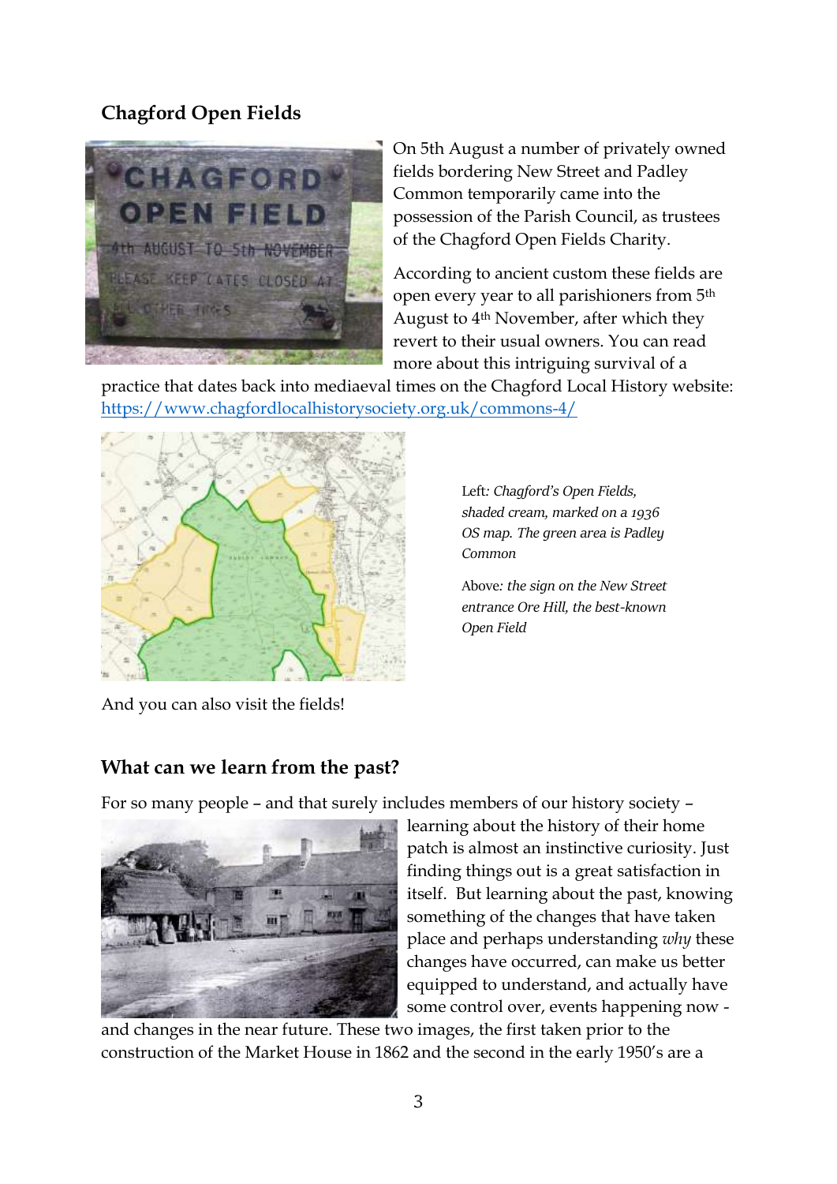## Chagford Open Fields

On 5th August a number of privately owned fields bordering New Street and Padley Common temporarily came into the possession of the Parish Council, as trustees of the Chagford Open Fields Charity.

According to ancient custom these fields are open every year to all parishioners from 5th August to 4th November, after which they revert to their usual owners. You can read more about this intriguing survival of a practice that dates back into mediaeval times on the Chagford Local History website: [https://www.chagfordlocalhistorysociety.org.uk/commons-4/](https://www.chagfordlocalhistorysociety.org.uk/commons-4/)

Left*: Chagford's Open Fields, shaded cream, marked on a 1936 OS map. The green area is Padley Common*

Above*: the sign on the New Street entrance Ore Hill, the best-known Open Field*

And you can also visit the fields!

## What can we learn from the past?

For so many people – and that surely includes members of our history society – learning about the history of their home patch is almost an instinctive curiosity. Just finding things out is a great satisfaction in itself. But learning about the past, knowing something of the changes that have taken place and perhaps understanding *why* these changes have occurred, can make us better equipped to understand, and actually have some control over, events happening now - and changes in the near future. These two images, the first taken prior to the construction of the Market House in 1862 and the second in the early 1950's are a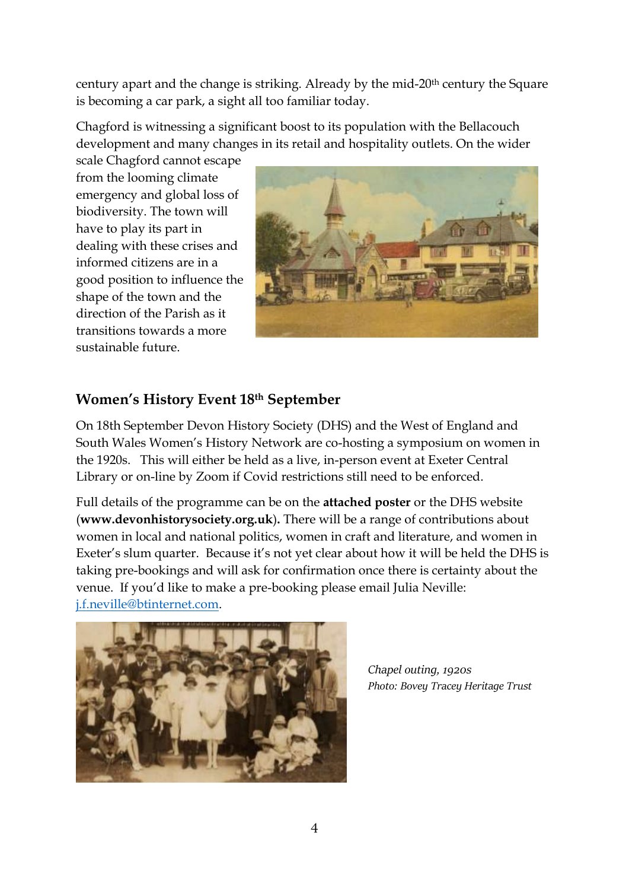century apart and the change is striking. Already by the mid-20th century the Square is becoming a car park, a sight all too familiar today.

Chagford is witnessing a significant boost to its population with the Bellacouch development and many changes in its retail and hospitality outlets. On the wider scale Chagford cannot escape from the looming climate emergency and global loss of biodiversity. The town will have to play its part in dealing with these crises and informed citizens are in a good position to influence the shape of the town and the direction of the Parish as it transitions towards a more sustainable future.

## Women's History Event 18th September

On 18th September Devon History Society (DHS) and the West of England and South Wales Women's History Network are co-hosting a symposium on women in the 1920s. This will either be held as a live, in-person event at Exeter Central Library or on-line by Zoom if Covid restrictions still need to be enforced.

Full details of the programme can be on the **attached poster** or the DHS website (**www.devonhistorysociety.org.uk**). There will be a range of contributions about women in local and national politics, women in craft and literature, and women in Exeter's slum quarter. Because it's not yet clear about how it will be held the DHS is taking pre-bookings and will ask for confirmation once there is certainty about the venue. If you'd like to make a pre-booking please email Julia Neville: j.f.neville@btinternet.com.

*Chapel outing, 1920s*
*Photo: Bovey Tracey Heritage Trust*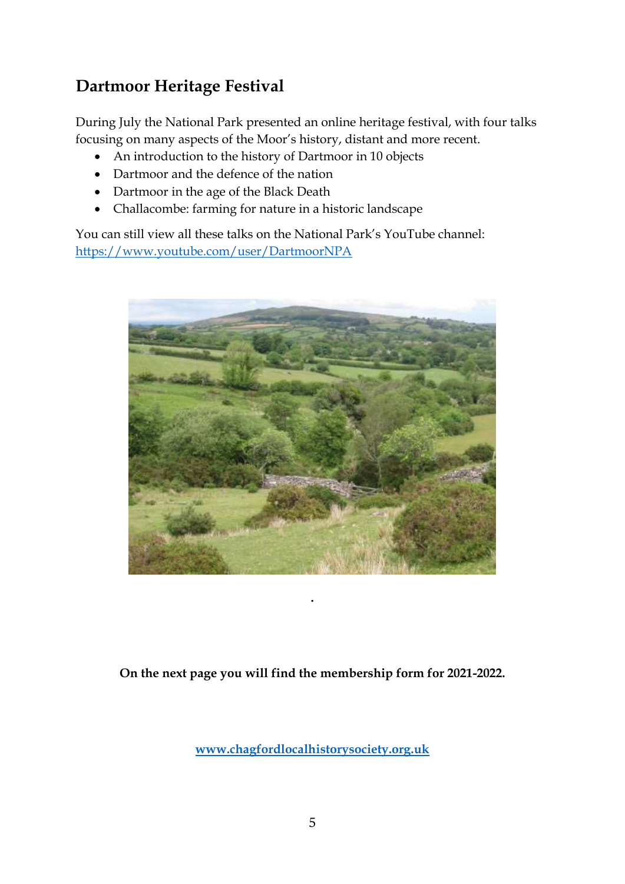## Dartmoor Heritage Festival

During July the National Park presented an online heritage festival, with four talks focusing on many aspects of the Moor's history, distant and more recent.

- An introduction to the history of Dartmoor in 10 objects
- Dartmoor and the defence of the nation
- Dartmoor in the age of the Black Death
- Challacombe: farming for nature in a historic landscape

You can still view all these talks on the National Park's YouTube channel: https://www.youtube.com/user/DartmoorNPA

**On the next page you will find the membership form for 2021-2022.**

**www.chagfordlocalhistorysociety.org.uk**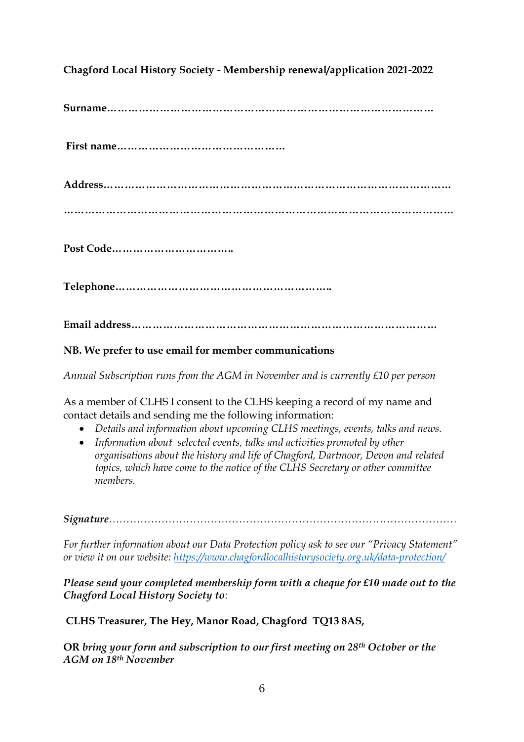**Chagford Local History Society - Membership renewal/application 2021-2022**

**Surname……………………………………………………………………………**

**First name………………………………………**

**Address……………………………………………………………………………….**

**……………………………………………………………………………………………**

**Post Code…………………………….**

**Telephone……………………………………………………..**

**Email address……………………………………………………………………………**

**NB. We prefer to use email for member communications**

*Annual Subscription runs from the AGM in November and is currently £10 per person*

As a member of CLHS I consent to the CLHS keeping a record of my name and contact details and sending me the following information:

- *Details and information about upcoming CLHS meetings, events, talks and news.*
- *Information about selected events, talks and activities promoted by other organisations about the history and life of Chagford, Dartmoor, Devon and related topics, which have come to the notice of the CLHS Secretary or other committee members.*

*Signature………………………………………………………………………………………*

*For further information about our Data Protection policy ask to see our "Privacy Statement" or view it on our website: [https://www.chagfordlocalhistorysociety.org.uk/data-protection/](https://www.chagfordlocalhistorysociety.org.uk/data-protection/)*

***Please send your completed membership form with a cheque for £10 made out to the Chagford Local History Society to:***

**CLHS Treasurer, The Hey, Manor Road, Chagford TQ13 8AS,**

**OR** ***bring your form and subscription to our first meeting on 28th October or the AGM on 18th November***